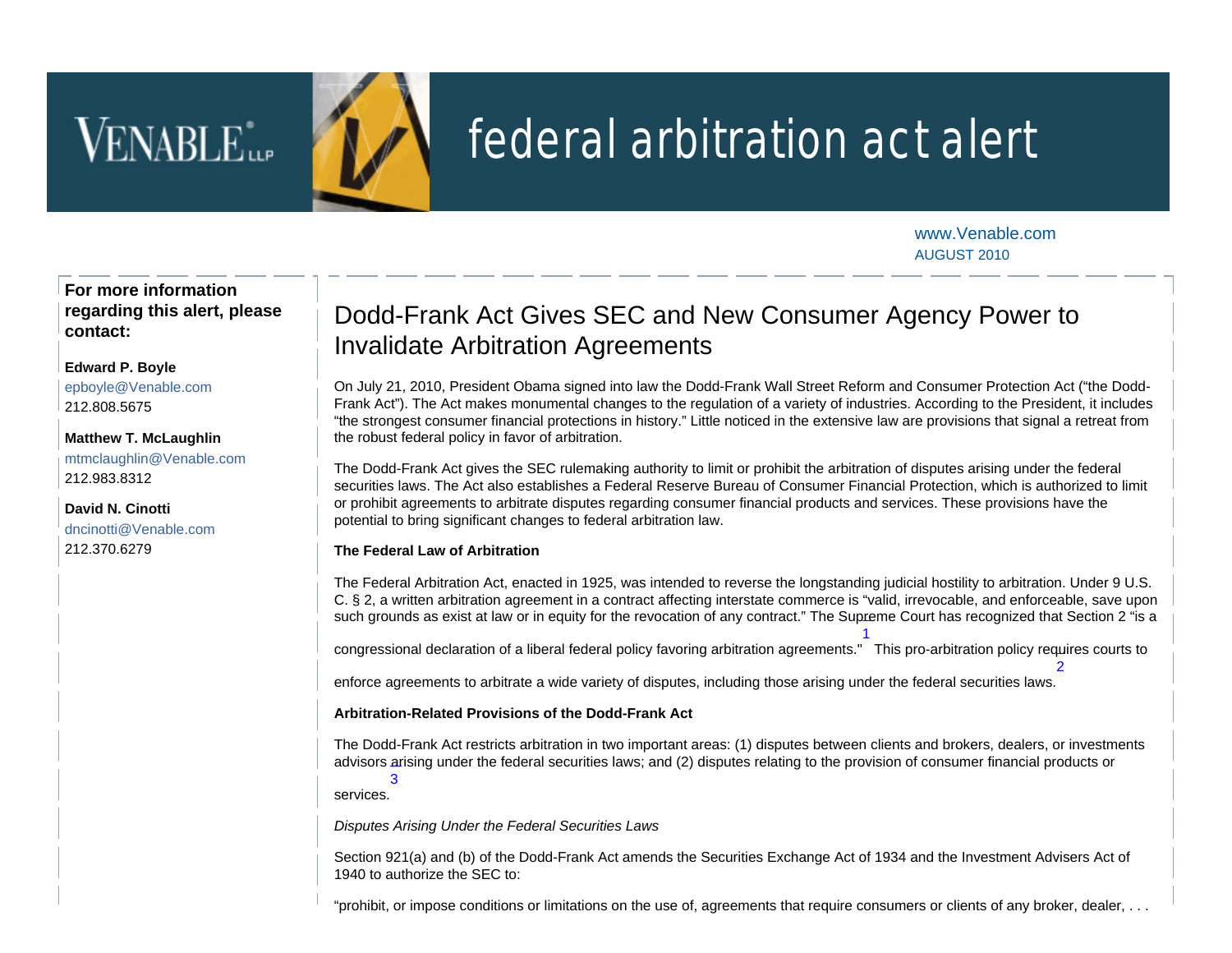VENABLE LLP

# federal arbitration act alert

www.Venable.com
AUGUST 2010

**For more information regarding this alert, please contact:**

**Edward P. Boyle**
epboyle@Venable.com
212.808.5675

**Matthew T. McLaughlin**
mtmclaughlin@Venable.com
212.983.8312

**David N. Cinotti**
dncinotti@Venable.com
212.370.6279

## Dodd-Frank Act Gives SEC and New Consumer Agency Power to Invalidate Arbitration Agreements

On July 21, 2010, President Obama signed into law the Dodd-Frank Wall Street Reform and Consumer Protection Act ("the Dodd-Frank Act"). The Act makes monumental changes to the regulation of a variety of industries. According to the President, it includes "the strongest consumer financial protections in history." Little noticed in the extensive law are provisions that signal a retreat from the robust federal policy in favor of arbitration.

The Dodd-Frank Act gives the SEC rulemaking authority to limit or prohibit the arbitration of disputes arising under the federal securities laws. The Act also establishes a Federal Reserve Bureau of Consumer Financial Protection, which is authorized to limit or prohibit agreements to arbitrate disputes regarding consumer financial products and services. These provisions have the potential to bring significant changes to federal arbitration law.

**The Federal Law of Arbitration**

The Federal Arbitration Act, enacted in 1925, was intended to reverse the longstanding judicial hostility to arbitration. Under 9 U.S. C. § 2, a written arbitration agreement in a contract affecting interstate commerce is "valid, irrevocable, and enforceable, save upon such grounds as exist at law or in equity for the revocation of any contract." The Supreme Court has recognized that Section 2 "is a congressional declaration of a liberal federal policy favoring arbitration agreements."[1] This pro-arbitration policy requires courts to enforce agreements to arbitrate a wide variety of disputes, including those arising under the federal securities laws.[2]

**Arbitration-Related Provisions of the Dodd-Frank Act**

The Dodd-Frank Act restricts arbitration in two important areas: (1) disputes between clients and brokers, dealers, or investments advisors arising under the federal securities laws; and (2) disputes relating to the provision of consumer financial products or services.[3]

*Disputes Arising Under the Federal Securities Laws*

Section 921(a) and (b) of the Dodd-Frank Act amends the Securities Exchange Act of 1934 and the Investment Advisers Act of 1940 to authorize the SEC to:

"prohibit, or impose conditions or limitations on the use of, agreements that require consumers or clients of any broker, dealer, . . .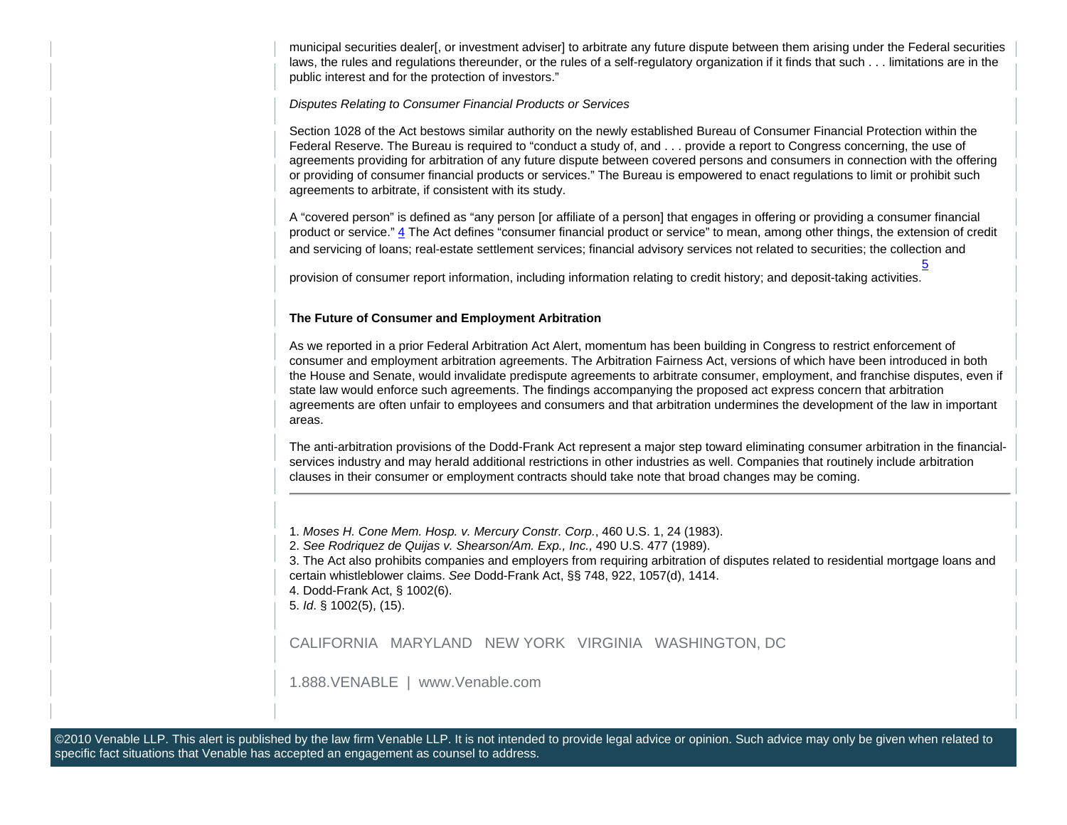municipal securities dealer[, or investment adviser] to arbitrate any future dispute between them arising under the Federal securities laws, the rules and regulations thereunder, or the rules of a self-regulatory organization if it finds that such . . . limitations are in the public interest and for the protection of investors."

*Disputes Relating to Consumer Financial Products or Services*

Section 1028 of the Act bestows similar authority on the newly established Bureau of Consumer Financial Protection within the Federal Reserve. The Bureau is required to "conduct a study of, and . . . provide a report to Congress concerning, the use of agreements providing for arbitration of any future dispute between covered persons and consumers in connection with the offering or providing of consumer financial products or services." The Bureau is empowered to enact regulations to limit or prohibit such agreements to arbitrate, if consistent with its study.

A "covered person" is defined as "any person [or affiliate of a person] that engages in offering or providing a consumer financial product or service." [4] The Act defines "consumer financial product or service" to mean, among other things, the extension of credit and servicing of loans; real-estate settlement services; financial advisory services not related to securities; the collection and provision of consumer report information, including information relating to credit history; and deposit-taking activities.[5]

**The Future of Consumer and Employment Arbitration**

As we reported in a prior Federal Arbitration Act Alert, momentum has been building in Congress to restrict enforcement of consumer and employment arbitration agreements. The Arbitration Fairness Act, versions of which have been introduced in both the House and Senate, would invalidate predispute agreements to arbitrate consumer, employment, and franchise disputes, even if state law would enforce such agreements. The findings accompanying the proposed act express concern that arbitration agreements are often unfair to employees and consumers and that arbitration undermines the development of the law in important areas.

The anti-arbitration provisions of the Dodd-Frank Act represent a major step toward eliminating consumer arbitration in the financial-services industry and may herald additional restrictions in other industries as well. Companies that routinely include arbitration clauses in their consumer or employment contracts should take note that broad changes may be coming.

---

1. *Moses H. Cone Mem. Hosp. v. Mercury Constr. Corp.*, 460 U.S. 1, 24 (1983).
2. *See Rodriquez de Quijas v. Shearson/Am. Exp., Inc.,* 490 U.S. 477 (1989).
3. The Act also prohibits companies and employers from requiring arbitration of disputes related to residential mortgage loans and certain whistleblower claims. *See* Dodd-Frank Act, §§ 748, 922, 1057(d), 1414.
4. Dodd-Frank Act, § 1002(6).
5. *Id*. § 1002(5), (15).

CALIFORNIA MARYLAND NEW YORK VIRGINIA WASHINGTON, DC

1.888.VENABLE | www.Venable.com

©2010 Venable LLP. This alert is published by the law firm Venable LLP. It is not intended to provide legal advice or opinion. Such advice may only be given when related to specific fact situations that Venable has accepted an engagement as counsel to address.